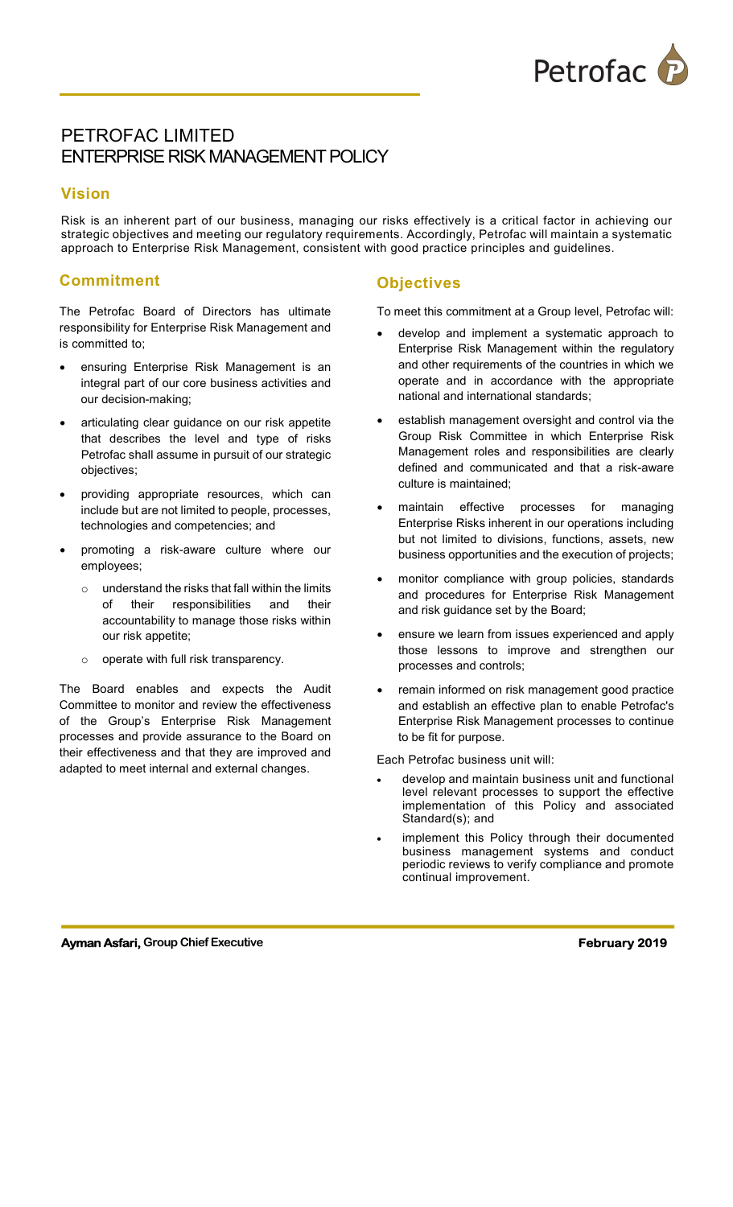# PETROFAC LIMITED
# ENTERPRISE RISK MANAGEMENT POLICY

## Vision

Risk is an inherent part of our business, managing our risks effectively is a critical factor in achieving our strategic objectives and meeting our regulatory requirements. Accordingly, Petrofac will maintain a systematic approach to Enterprise Risk Management, consistent with good practice principles and guidelines.

## Commitment

The Petrofac Board of Directors has ultimate responsibility for Enterprise Risk Management and is committed to;

- ensuring Enterprise Risk Management is an integral part of our core business activities and our decision-making;
- articulating clear guidance on our risk appetite that describes the level and type of risks Petrofac shall assume in pursuit of our strategic objectives;
- providing appropriate resources, which can include but are not limited to people, processes, technologies and competencies; and
- promoting a risk-aware culture where our employees;
  - understand the risks that fall within the limits of their responsibilities and their accountability to manage those risks within our risk appetite;
  - operate with full risk transparency.

The Board enables and expects the Audit Committee to monitor and review the effectiveness of the Group's Enterprise Risk Management processes and provide assurance to the Board on their effectiveness and that they are improved and adapted to meet internal and external changes.

## Objectives

To meet this commitment at a Group level, Petrofac will:

- develop and implement a systematic approach to Enterprise Risk Management within the regulatory and other requirements of the countries in which we operate and in accordance with the appropriate national and international standards;
- establish management oversight and control via the Group Risk Committee in which Enterprise Risk Management roles and responsibilities are clearly defined and communicated and that a risk-aware culture is maintained;
- maintain effective processes for managing Enterprise Risks inherent in our operations including but not limited to divisions, functions, assets, new business opportunities and the execution of projects;
- monitor compliance with group policies, standards and procedures for Enterprise Risk Management and risk guidance set by the Board;
- ensure we learn from issues experienced and apply those lessons to improve and strengthen our processes and controls;
- remain informed on risk management good practice and establish an effective plan to enable Petrofac's Enterprise Risk Management processes to continue to be fit for purpose.

Each Petrofac business unit will:

- develop and maintain business unit and functional level relevant processes to support the effective implementation of this Policy and associated Standard(s); and
- implement this Policy through their documented business management systems and conduct periodic reviews to verify compliance and promote continual improvement.

**Ayman Asfari, Group Chief Executive** **February 2019**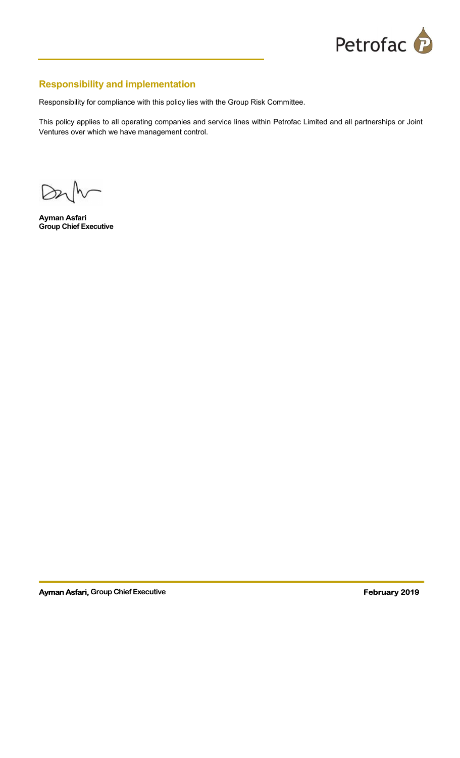## Responsibility and implementation

Responsibility for compliance with this policy lies with the Group Risk Committee.

This policy applies to all operating companies and service lines within Petrofac Limited and all partnerships or Joint Ventures over which we have management control.

**Ayman Asfari**
**Group Chief Executive**

**Ayman Asfari, Group Chief Executive** **February 2019**